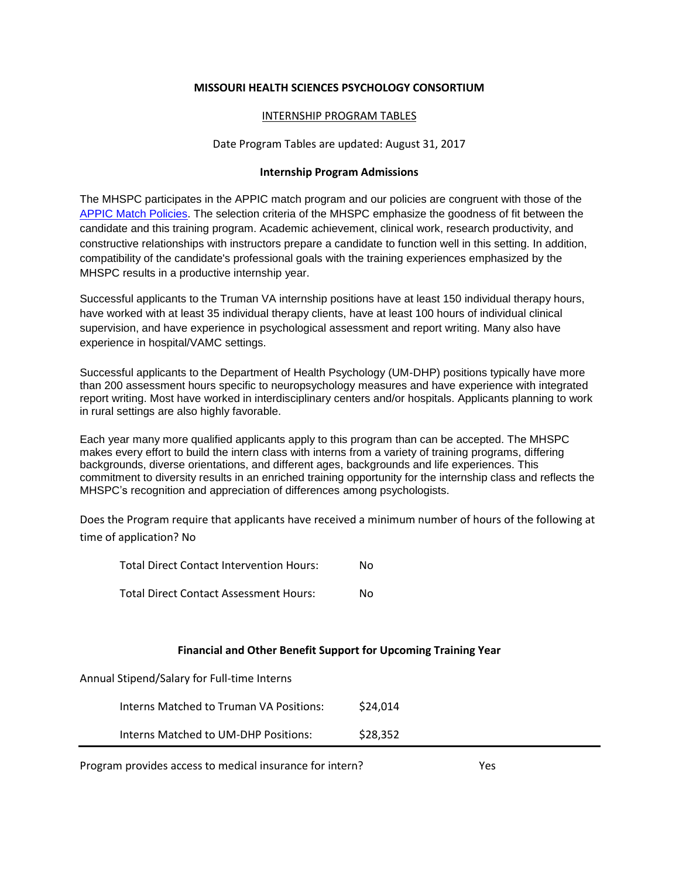# MISSOURI HEALTH SCIENCES PSYCHOLOGY CONSORTIUM

## INTERNSHIP PROGRAM TABLES

Date Program Tables are updated: August 31, 2017

### Internship Program Admissions

The MHSPC participates in the APPIC match program and our policies are congruent with those of the APPIC Match Policies. The selection criteria of the MHSPC emphasize the goodness of fit between the candidate and this training program. Academic achievement, clinical work, research productivity, and constructive relationships with instructors prepare a candidate to function well in this setting. In addition, compatibility of the candidate's professional goals with the training experiences emphasized by the MHSPC results in a productive internship year.

Successful applicants to the Truman VA internship positions have at least 150 individual therapy hours, have worked with at least 35 individual therapy clients, have at least 100 hours of individual clinical supervision, and have experience in psychological assessment and report writing. Many also have experience in hospital/VAMC settings.

Successful applicants to the Department of Health Psychology (UM-DHP) positions typically have more than 200 assessment hours specific to neuropsychology measures and have experience with integrated report writing. Most have worked in interdisciplinary centers and/or hospitals. Applicants planning to work in rural settings are also highly favorable.

Each year many more qualified applicants apply to this program than can be accepted. The MHSPC makes every effort to build the intern class with interns from a variety of training programs, differing backgrounds, diverse orientations, and different ages, backgrounds and life experiences. This commitment to diversity results in an enriched training opportunity for the internship class and reflects the MHSPC's recognition and appreciation of differences among psychologists.

Does the Program require that applicants have received a minimum number of hours of the following at time of application? No

| | |
|---|---|
| Total Direct Contact Intervention Hours: | No |
| Total Direct Contact Assessment Hours: | No |

### Financial and Other Benefit Support for Upcoming Training Year

Annual Stipend/Salary for Full-time Interns

| | |
|---|---|
| Interns Matched to Truman VA Positions: | $24,014 |
| Interns Matched to UM-DHP Positions: | $28,352 |

| | |
|---|---|
| Program provides access to medical insurance for intern? | Yes |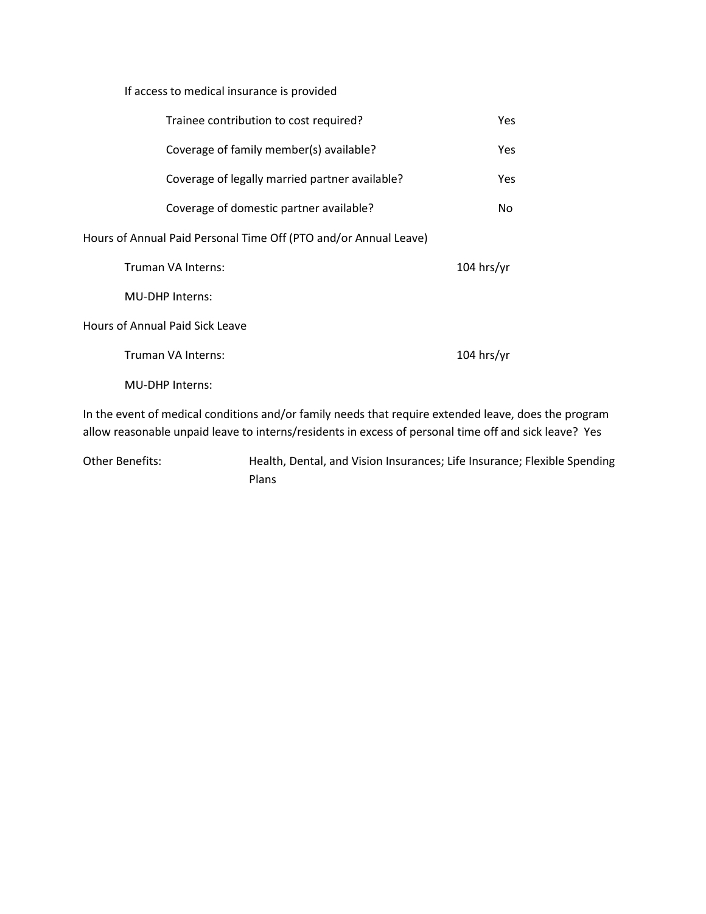If access to medical insurance is provided

| | |
|---|---|
| Trainee contribution to cost required? | Yes |
| Coverage of family member(s) available? | Yes |
| Coverage of legally married partner available? | Yes |
| Coverage of domestic partner available? | No |

Hours of Annual Paid Personal Time Off (PTO and/or Annual Leave)

| | |
|---|---|
| Truman VA Interns: | 104 hrs/yr |
| MU-DHP Interns: | |

Hours of Annual Paid Sick Leave

| | |
|---|---|
| Truman VA Interns: | 104 hrs/yr |
| MU-DHP Interns: | |

In the event of medical conditions and/or family needs that require extended leave, does the program allow reasonable unpaid leave to interns/residents in excess of personal time off and sick leave? Yes

Other Benefits: Health, Dental, and Vision Insurances; Life Insurance; Flexible Spending Plans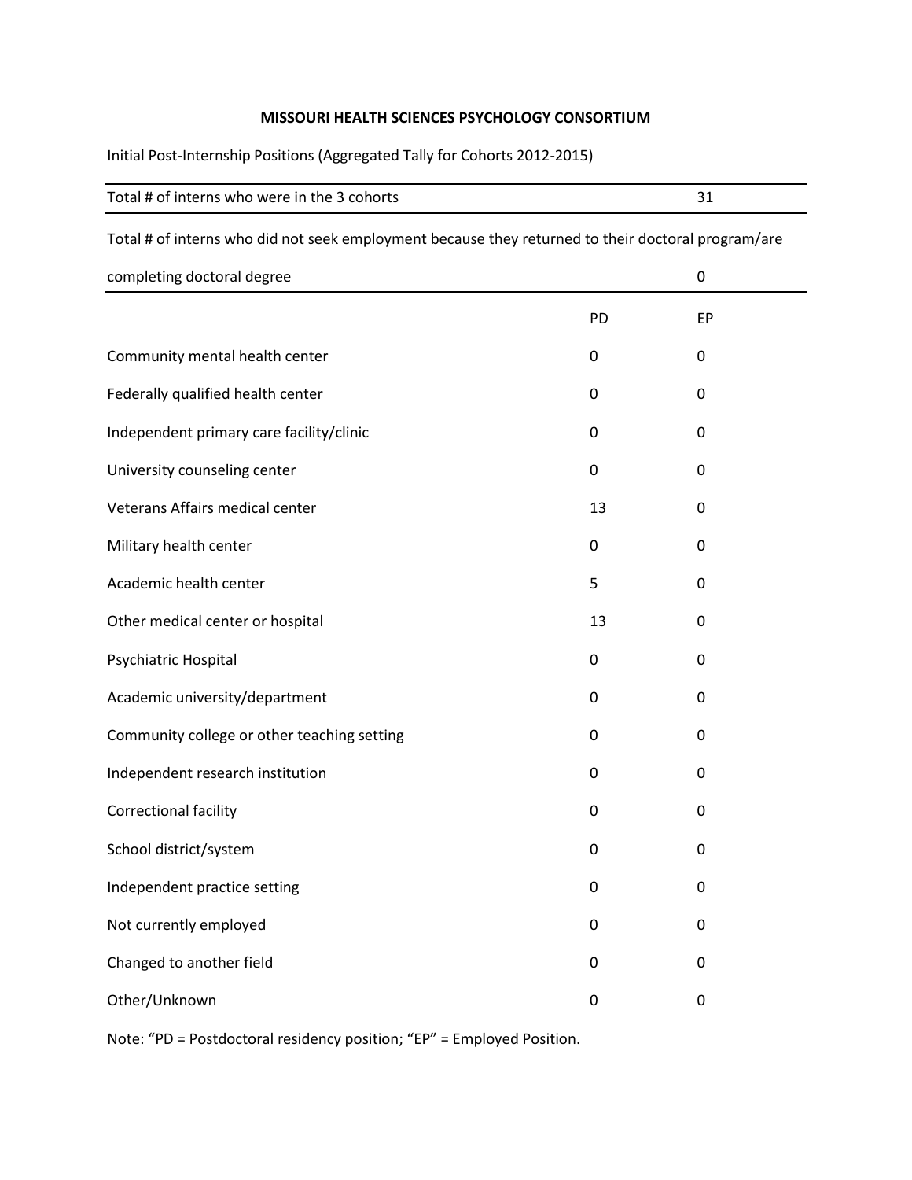**MISSOURI HEALTH SCIENCES PSYCHOLOGY CONSORTIUM**

Initial Post-Internship Positions (Aggregated Tally for Cohorts 2012-2015)

| | | |
|---|---|---|
| Total # of interns who were in the 3 cohorts | | 31 |
| Total # of interns who did not seek employment because they returned to their doctoral program/are completing doctoral degree | | 0 |
| | PD | EP |
| Community mental health center | 0 | 0 |
| Federally qualified health center | 0 | 0 |
| Independent primary care facility/clinic | 0 | 0 |
| University counseling center | 0 | 0 |
| Veterans Affairs medical center | 13 | 0 |
| Military health center | 0 | 0 |
| Academic health center | 5 | 0 |
| Other medical center or hospital | 13 | 0 |
| Psychiatric Hospital | 0 | 0 |
| Academic university/department | 0 | 0 |
| Community college or other teaching setting | 0 | 0 |
| Independent research institution | 0 | 0 |
| Correctional facility | 0 | 0 |
| School district/system | 0 | 0 |
| Independent practice setting | 0 | 0 |
| Not currently employed | 0 | 0 |
| Changed to another field | 0 | 0 |
| Other/Unknown | 0 | 0 |

Note: "PD = Postdoctoral residency position; "EP" = Employed Position.